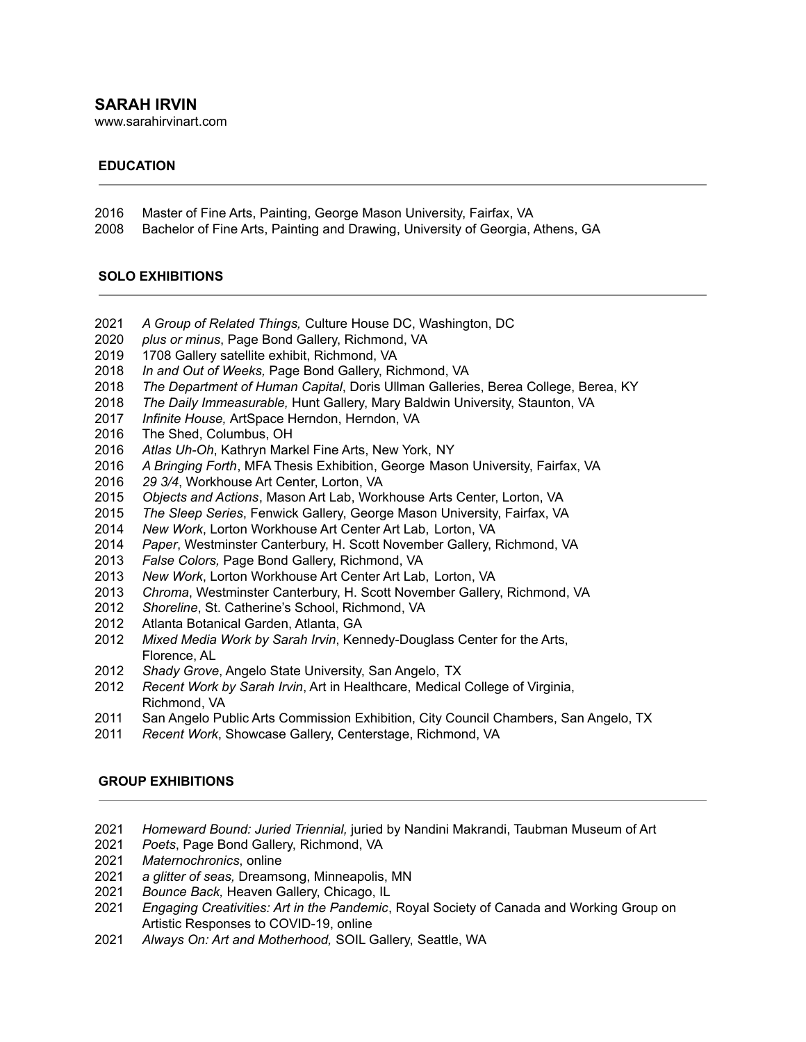# SARAH IRVIN

www.sarahirvinart.com

## EDUCATION

2016 Master of Fine Arts, Painting, George Mason University, Fairfax, VA
2008 Bachelor of Fine Arts, Painting and Drawing, University of Georgia, Athens, GA

## SOLO EXHIBITIONS

2021 *A Group of Related Things,* Culture House DC, Washington, DC
2020 *plus or minus*, Page Bond Gallery, Richmond, VA
2019 1708 Gallery satellite exhibit, Richmond, VA
2018 *In and Out of Weeks,* Page Bond Gallery, Richmond, VA
2018 *The Department of Human Capital*, Doris Ullman Galleries, Berea College, Berea, KY
2018 *The Daily Immeasurable,* Hunt Gallery, Mary Baldwin University, Staunton, VA
2017 *Infinite House,* ArtSpace Herndon, Herndon, VA
2016 The Shed, Columbus, OH
2016 *Atlas Uh-Oh*, Kathryn Markel Fine Arts, New York, NY
2016 *A Bringing Forth*, MFA Thesis Exhibition, George Mason University, Fairfax, VA
2016 *29 3/4*, Workhouse Art Center, Lorton, VA
2015 *Objects and Actions*, Mason Art Lab, Workhouse Arts Center, Lorton, VA
2015 *The Sleep Series*, Fenwick Gallery, George Mason University, Fairfax, VA
2014 *New Work*, Lorton Workhouse Art Center Art Lab, Lorton, VA
2014 *Paper*, Westminster Canterbury, H. Scott November Gallery, Richmond, VA
2013 *False Colors,* Page Bond Gallery, Richmond, VA
2013 *New Work*, Lorton Workhouse Art Center Art Lab, Lorton, VA
2013 *Chroma*, Westminster Canterbury, H. Scott November Gallery, Richmond, VA
2012 *Shoreline*, St. Catherine's School, Richmond, VA
2012 Atlanta Botanical Garden, Atlanta, GA
2012 *Mixed Media Work by Sarah Irvin*, Kennedy-Douglass Center for the Arts, Florence, AL
2012 *Shady Grove*, Angelo State University, San Angelo, TX
2012 *Recent Work by Sarah Irvin*, Art in Healthcare, Medical College of Virginia, Richmond, VA
2011 San Angelo Public Arts Commission Exhibition, City Council Chambers, San Angelo, TX
2011 *Recent Work*, Showcase Gallery, Centerstage, Richmond, VA

## GROUP EXHIBITIONS

2021 *Homeward Bound: Juried Triennial,* juried by Nandini Makrandi, Taubman Museum of Art
2021 *Poets*, Page Bond Gallery, Richmond, VA
2021 *Maternochronics*, online
2021 *a glitter of seas,* Dreamsong, Minneapolis, MN
2021 *Bounce Back,* Heaven Gallery, Chicago, IL
2021 *Engaging Creativities: Art in the Pandemic*, Royal Society of Canada and Working Group on Artistic Responses to COVID-19, online
2021 *Always On: Art and Motherhood,* SOIL Gallery, Seattle, WA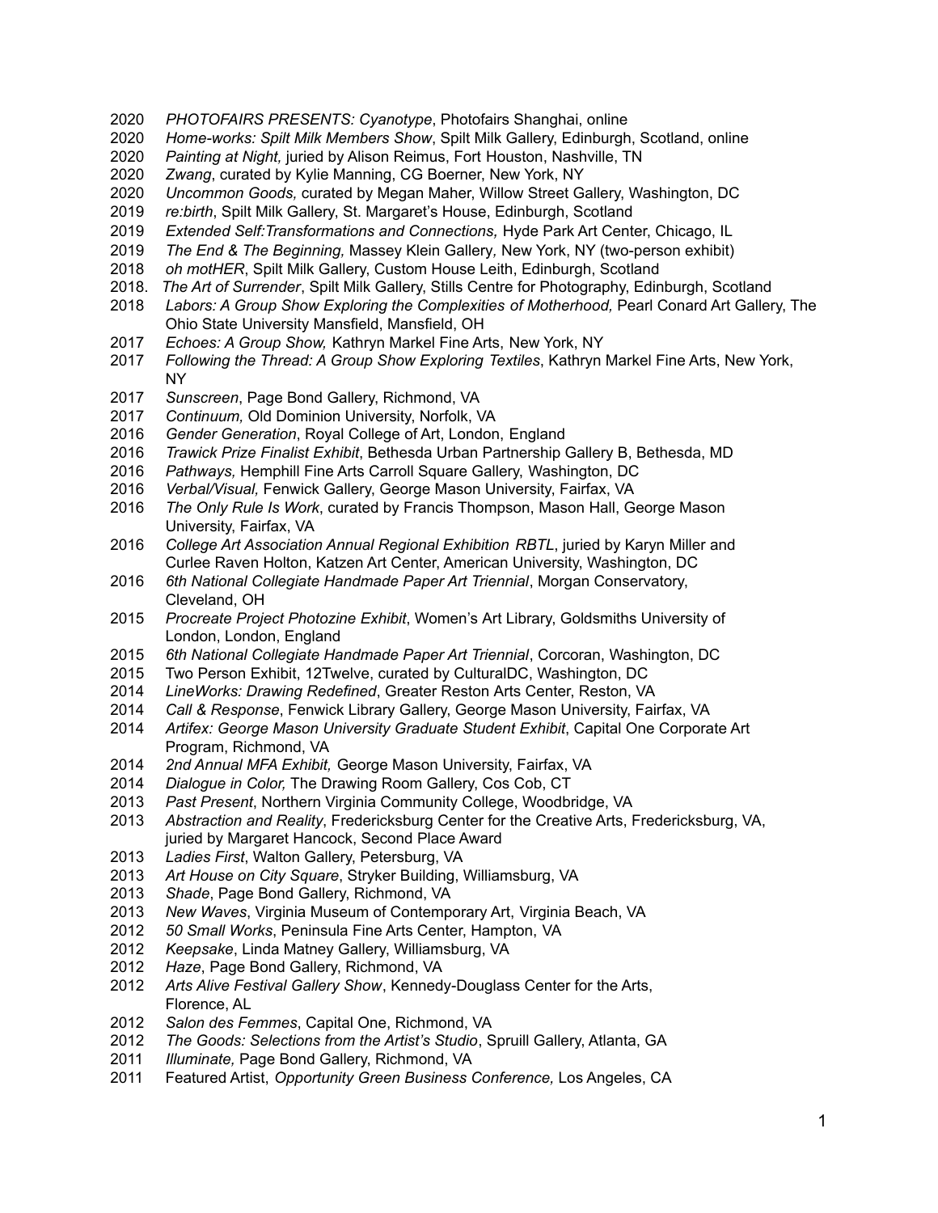2020 *PHOTOFAIRS PRESENTS: Cyanotype*, Photofairs Shanghai, online
2020 *Home-works: Spilt Milk Members Show*, Spilt Milk Gallery, Edinburgh, Scotland, online
2020 *Painting at Night,* juried by Alison Reimus, Fort Houston, Nashville, TN
2020 *Zwang*, curated by Kylie Manning, CG Boerner, New York, NY
2020 *Uncommon Goods,* curated by Megan Maher, Willow Street Gallery, Washington, DC
2019 *re:birth*, Spilt Milk Gallery, St. Margaret's House, Edinburgh, Scotland
2019 *Extended Self:Transformations and Connections,* Hyde Park Art Center, Chicago, IL
2019 *The End & The Beginning,* Massey Klein Gallery*,* New York, NY (two-person exhibit)
2018 *oh motHER*, Spilt Milk Gallery, Custom House Leith, Edinburgh, Scotland
2018. *The Art of Surrender*, Spilt Milk Gallery, Stills Centre for Photography, Edinburgh, Scotland
2018 *Labors: A Group Show Exploring the Complexities of Motherhood,* Pearl Conard Art Gallery, The Ohio State University Mansfield, Mansfield, OH
2017 *Echoes: A Group Show,* Kathryn Markel Fine Arts, New York, NY
2017 *Following the Thread: A Group Show Exploring Textiles*, Kathryn Markel Fine Arts, New York, NY
2017 *Sunscreen*, Page Bond Gallery, Richmond, VA
2017 *Continuum,* Old Dominion University, Norfolk, VA
2016 *Gender Generation*, Royal College of Art, London, England
2016 *Trawick Prize Finalist Exhibit*, Bethesda Urban Partnership Gallery B, Bethesda, MD
2016 *Pathways,* Hemphill Fine Arts Carroll Square Gallery, Washington, DC
2016 *Verbal/Visual,* Fenwick Gallery, George Mason University, Fairfax, VA
2016 *The Only Rule Is Work*, curated by Francis Thompson, Mason Hall, George Mason University, Fairfax, VA
2016 *College Art Association Annual Regional Exhibition RBTL*, juried by Karyn Miller and Curlee Raven Holton, Katzen Art Center, American University, Washington, DC
2016 *6th National Collegiate Handmade Paper Art Triennial*, Morgan Conservatory, Cleveland, OH
2015 *Procreate Project Photozine Exhibit*, Women's Art Library, Goldsmiths University of London, London, England
2015 *6th National Collegiate Handmade Paper Art Triennial*, Corcoran, Washington, DC
2015 Two Person Exhibit, 12Twelve, curated by CulturalDC, Washington, DC
2014 *LineWorks: Drawing Redefined*, Greater Reston Arts Center, Reston, VA
2014 *Call & Response*, Fenwick Library Gallery, George Mason University, Fairfax, VA
2014 *Artifex: George Mason University Graduate Student Exhibit*, Capital One Corporate Art Program, Richmond, VA
2014 *2nd Annual MFA Exhibit,* George Mason University, Fairfax, VA
2014 *Dialogue in Color,* The Drawing Room Gallery, Cos Cob, CT
2013 *Past Present*, Northern Virginia Community College, Woodbridge, VA
2013 *Abstraction and Reality*, Fredericksburg Center for the Creative Arts, Fredericksburg, VA, juried by Margaret Hancock, Second Place Award
2013 *Ladies First*, Walton Gallery, Petersburg, VA
2013 *Art House on City Square*, Stryker Building, Williamsburg, VA
2013 *Shade*, Page Bond Gallery, Richmond, VA
2013 *New Waves*, Virginia Museum of Contemporary Art, Virginia Beach, VA
2012 *50 Small Works*, Peninsula Fine Arts Center, Hampton, VA
2012 *Keepsake*, Linda Matney Gallery, Williamsburg, VA
2012 *Haze*, Page Bond Gallery, Richmond, VA
2012 *Arts Alive Festival Gallery Show*, Kennedy-Douglass Center for the Arts, Florence, AL
2012 *Salon des Femmes*, Capital One, Richmond, VA
2012 *The Goods: Selections from the Artist's Studio*, Spruill Gallery, Atlanta, GA
2011 *Illuminate,* Page Bond Gallery, Richmond, VA
2011 Featured Artist, *Opportunity Green Business Conference,* Los Angeles, CA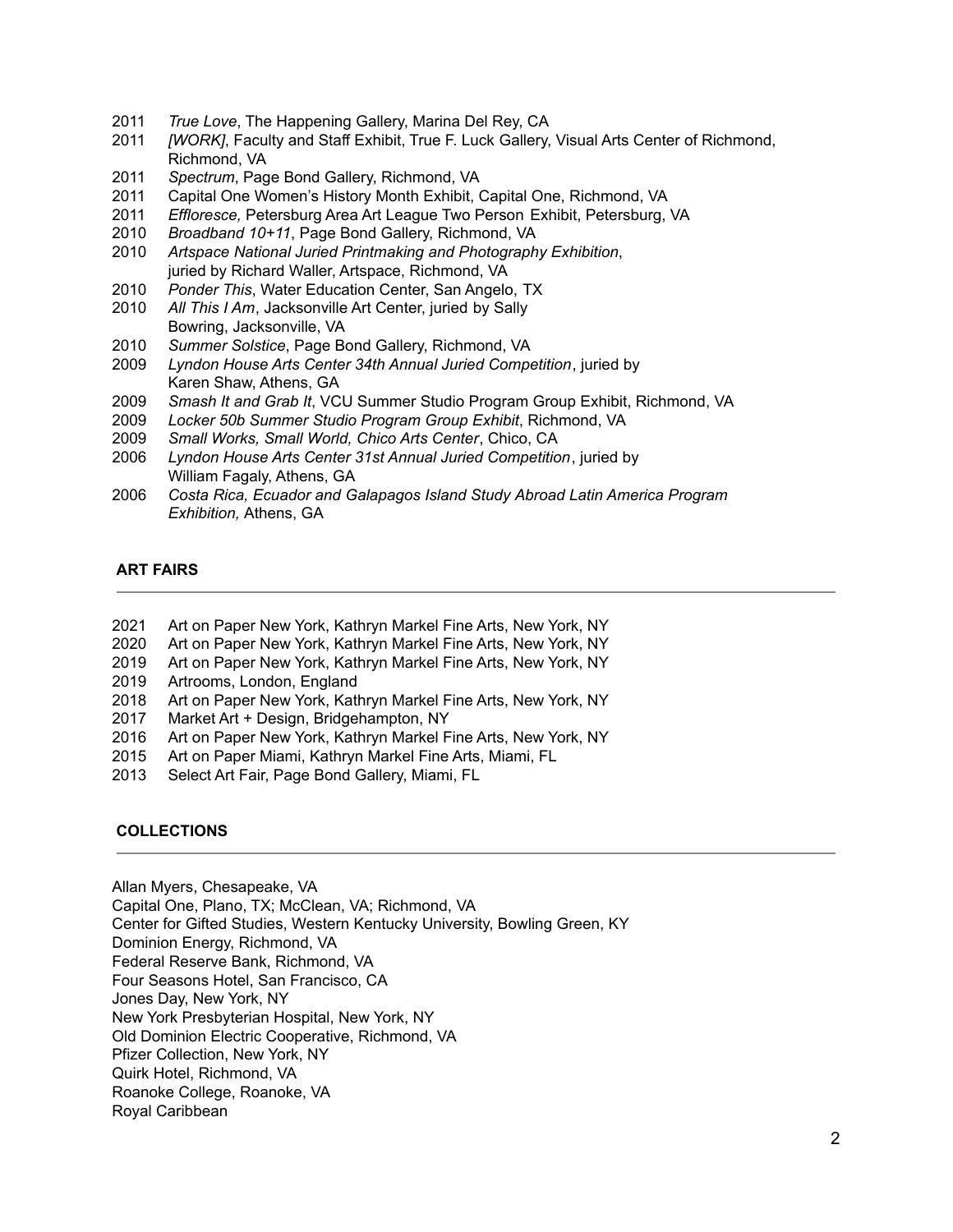2011 *True Love*, The Happening Gallery, Marina Del Rey, CA
2011 *[WORK]*, Faculty and Staff Exhibit, True F. Luck Gallery, Visual Arts Center of Richmond, Richmond, VA
2011 *Spectrum*, Page Bond Gallery, Richmond, VA
2011 Capital One Women's History Month Exhibit, Capital One, Richmond, VA
2011 *Effloresce,* Petersburg Area Art League Two Person Exhibit, Petersburg, VA
2010 *Broadband 10+11*, Page Bond Gallery, Richmond, VA
2010 *Artspace National Juried Printmaking and Photography Exhibition*, juried by Richard Waller, Artspace, Richmond, VA
2010 *Ponder This*, Water Education Center, San Angelo, TX
2010 *All This I Am*, Jacksonville Art Center, juried by Sally Bowring, Jacksonville, VA
2010 *Summer Solstice*, Page Bond Gallery, Richmond, VA
2009 *Lyndon House Arts Center 34th Annual Juried Competition*, juried by Karen Shaw, Athens, GA
2009 *Smash It and Grab It*, VCU Summer Studio Program Group Exhibit, Richmond, VA
2009 *Locker 50b Summer Studio Program Group Exhibit*, Richmond, VA
2009 *Small Works, Small World, Chico Arts Center*, Chico, CA
2006 *Lyndon House Arts Center 31st Annual Juried Competition*, juried by William Fagaly, Athens, GA
2006 *Costa Rica, Ecuador and Galapagos Island Study Abroad Latin America Program Exhibition,* Athens, GA

**ART FAIRS**

2021 Art on Paper New York, Kathryn Markel Fine Arts, New York, NY
2020 Art on Paper New York, Kathryn Markel Fine Arts, New York, NY
2019 Art on Paper New York, Kathryn Markel Fine Arts, New York, NY
2019 Artrooms, London, England
2018 Art on Paper New York, Kathryn Markel Fine Arts, New York, NY
2017 Market Art + Design, Bridgehampton, NY
2016 Art on Paper New York, Kathryn Markel Fine Arts, New York, NY
2015 Art on Paper Miami, Kathryn Markel Fine Arts, Miami, FL
2013 Select Art Fair, Page Bond Gallery, Miami, FL

**COLLECTIONS**

Allan Myers, Chesapeake, VA
Capital One, Plano, TX; McClean, VA; Richmond, VA
Center for Gifted Studies, Western Kentucky University, Bowling Green, KY
Dominion Energy, Richmond, VA
Federal Reserve Bank, Richmond, VA
Four Seasons Hotel, San Francisco, CA
Jones Day, New York, NY
New York Presbyterian Hospital, New York, NY
Old Dominion Electric Cooperative, Richmond, VA
Pfizer Collection, New York, NY
Quirk Hotel, Richmond, VA
Roanoke College, Roanoke, VA
Royal Caribbean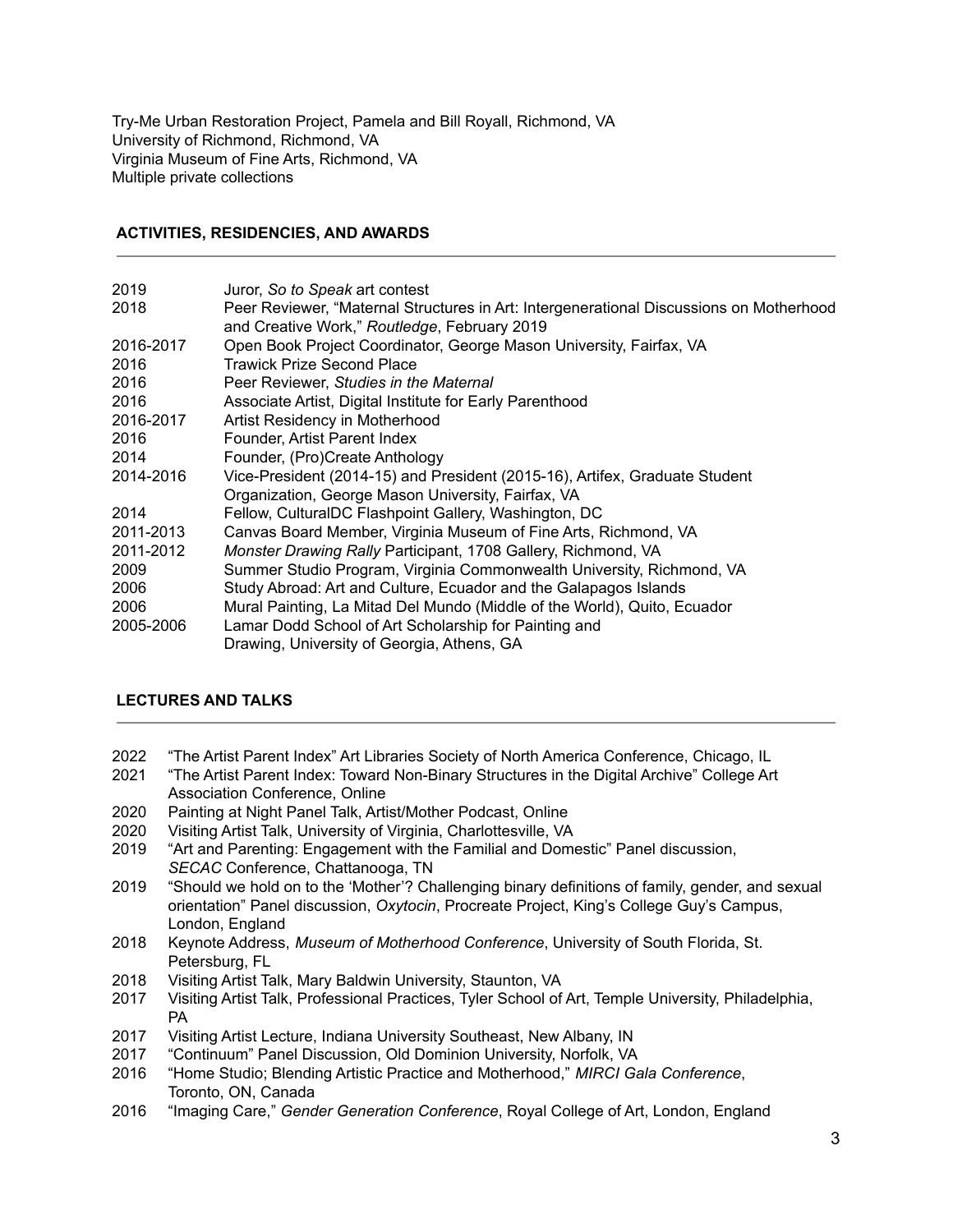Try-Me Urban Restoration Project, Pamela and Bill Royall, Richmond, VA
University of Richmond, Richmond, VA
Virginia Museum of Fine Arts, Richmond, VA
Multiple private collections

## ACTIVITIES, RESIDENCIES, AND AWARDS

| | |
|---|---|
| 2019 | Juror, *So to Speak* art contest |
| 2018 | Peer Reviewer, "Maternal Structures in Art: Intergenerational Discussions on Motherhood and Creative Work," *Routledge*, February 2019 |
| 2016-2017 | Open Book Project Coordinator, George Mason University, Fairfax, VA |
| 2016 | Trawick Prize Second Place |
| 2016 | Peer Reviewer, *Studies in the Maternal* |
| 2016 | Associate Artist, Digital Institute for Early Parenthood |
| 2016-2017 | Artist Residency in Motherhood |
| 2016 | Founder, Artist Parent Index |
| 2014 | Founder, (Pro)Create Anthology |
| 2014-2016 | Vice-President (2014-15) and President (2015-16), Artifex, Graduate Student Organization, George Mason University, Fairfax, VA |
| 2014 | Fellow, CulturalDC Flashpoint Gallery, Washington, DC |
| 2011-2013 | Canvas Board Member, Virginia Museum of Fine Arts, Richmond, VA |
| 2011-2012 | *Monster Drawing Rally* Participant, 1708 Gallery, Richmond, VA |
| 2009 | Summer Studio Program, Virginia Commonwealth University, Richmond, VA |
| 2006 | Study Abroad: Art and Culture, Ecuador and the Galapagos Islands |
| 2006 | Mural Painting, La Mitad Del Mundo (Middle of the World), Quito, Ecuador |
| 2005-2006 | Lamar Dodd School of Art Scholarship for Painting and Drawing, University of Georgia, Athens, GA |

## LECTURES AND TALKS

| | |
|---|---|
| 2022 | "The Artist Parent Index" Art Libraries Society of North America Conference, Chicago, IL |
| 2021 | "The Artist Parent Index: Toward Non-Binary Structures in the Digital Archive" College Art Association Conference, Online |
| 2020 | Painting at Night Panel Talk, Artist/Mother Podcast, Online |
| 2020 | Visiting Artist Talk, University of Virginia, Charlottesville, VA |
| 2019 | "Art and Parenting: Engagement with the Familial and Domestic" Panel discussion, *SECAC* Conference, Chattanooga, TN |
| 2019 | "Should we hold on to the 'Mother'? Challenging binary definitions of family, gender, and sexual orientation" Panel discussion, *Oxytocin*, Procreate Project, King's College Guy's Campus, London, England |
| 2018 | Keynote Address, *Museum of Motherhood Conference*, University of South Florida, St. Petersburg, FL |
| 2018 | Visiting Artist Talk, Mary Baldwin University, Staunton, VA |
| 2017 | Visiting Artist Talk, Professional Practices, Tyler School of Art, Temple University, Philadelphia, PA |
| 2017 | Visiting Artist Lecture, Indiana University Southeast, New Albany, IN |
| 2017 | "Continuum" Panel Discussion, Old Dominion University, Norfolk, VA |
| 2016 | "Home Studio; Blending Artistic Practice and Motherhood," *MIRCI Gala Conference*, Toronto, ON, Canada |
| 2016 | "Imaging Care," *Gender Generation Conference*, Royal College of Art, London, England |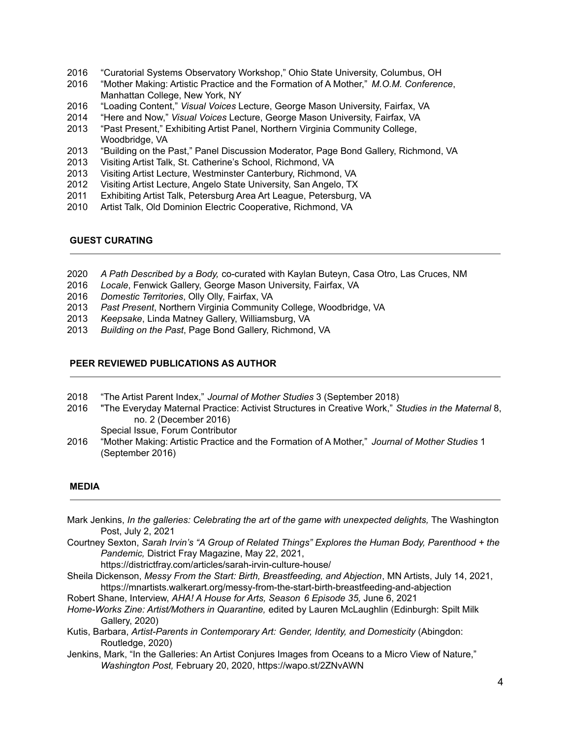2016 “Curatorial Systems Observatory Workshop,” Ohio State University, Columbus, OH
2016 “Mother Making: Artistic Practice and the Formation of A Mother,” *M.O.M. Conference*, Manhattan College, New York, NY
2016 “Loading Content,” *Visual Voices* Lecture, George Mason University, Fairfax, VA
2014 “Here and Now,” *Visual Voices* Lecture, George Mason University, Fairfax, VA
2013 “Past Present,” Exhibiting Artist Panel, Northern Virginia Community College, Woodbridge, VA
2013 “Building on the Past,” Panel Discussion Moderator, Page Bond Gallery, Richmond, VA
2013 Visiting Artist Talk, St. Catherine’s School, Richmond, VA
2013 Visiting Artist Lecture, Westminster Canterbury, Richmond, VA
2012 Visiting Artist Lecture, Angelo State University, San Angelo, TX
2011 Exhibiting Artist Talk, Petersburg Area Art League, Petersburg, VA
2010 Artist Talk, Old Dominion Electric Cooperative, Richmond, VA

## GUEST CURATING

2020 *A Path Described by a Body,* co-curated with Kaylan Buteyn, Casa Otro, Las Cruces, NM
2016 *Locale*, Fenwick Gallery, George Mason University, Fairfax, VA
2016 *Domestic Territories*, Olly Olly, Fairfax, VA
2013 *Past Present*, Northern Virginia Community College, Woodbridge, VA
2013 *Keepsake*, Linda Matney Gallery, Williamsburg, VA
2013 *Building on the Past*, Page Bond Gallery, Richmond, VA

## PEER REVIEWED PUBLICATIONS AS AUTHOR

2018 “The Artist Parent Index,” *Journal of Mother Studies* 3 (September 2018)
2016 "The Everyday Maternal Practice: Activist Structures in Creative Work,” *Studies in the Maternal* 8, no. 2 (December 2016)
Special Issue, Forum Contributor
2016 “Mother Making: Artistic Practice and the Formation of A Mother,” *Journal of Mother Studies* 1 (September 2016)

## MEDIA

Mark Jenkins, *In the galleries: Celebrating the art of the game with unexpected delights,* The Washington Post, July 2, 2021

Courtney Sexton, *Sarah Irvin’s “A Group of Related Things” Explores the Human Body, Parenthood + the Pandemic,* District Fray Magazine, May 22, 2021, https://districtfray.com/articles/sarah-irvin-culture-house/

Sheila Dickenson, *Messy From the Start: Birth, Breastfeeding, and Abjection*, MN Artists, July 14, 2021, https://mnartists.walkerart.org/messy-from-the-start-birth-breastfeeding-and-abjection

Robert Shane, Interview, *AHA! A House for Arts, Season 6 Episode 35,* June 6, 2021

*Home-Works Zine: Artist/Mothers in Quarantine,* edited by Lauren McLaughlin (Edinburgh: Spilt Milk Gallery, 2020)

Kutis, Barbara, *Artist-Parents in Contemporary Art: Gender, Identity, and Domesticity* (Abingdon: Routledge, 2020)

Jenkins, Mark, “In the Galleries: An Artist Conjures Images from Oceans to a Micro View of Nature,” *Washington Post,* February 20, 2020, https://wapo.st/2ZNvAWN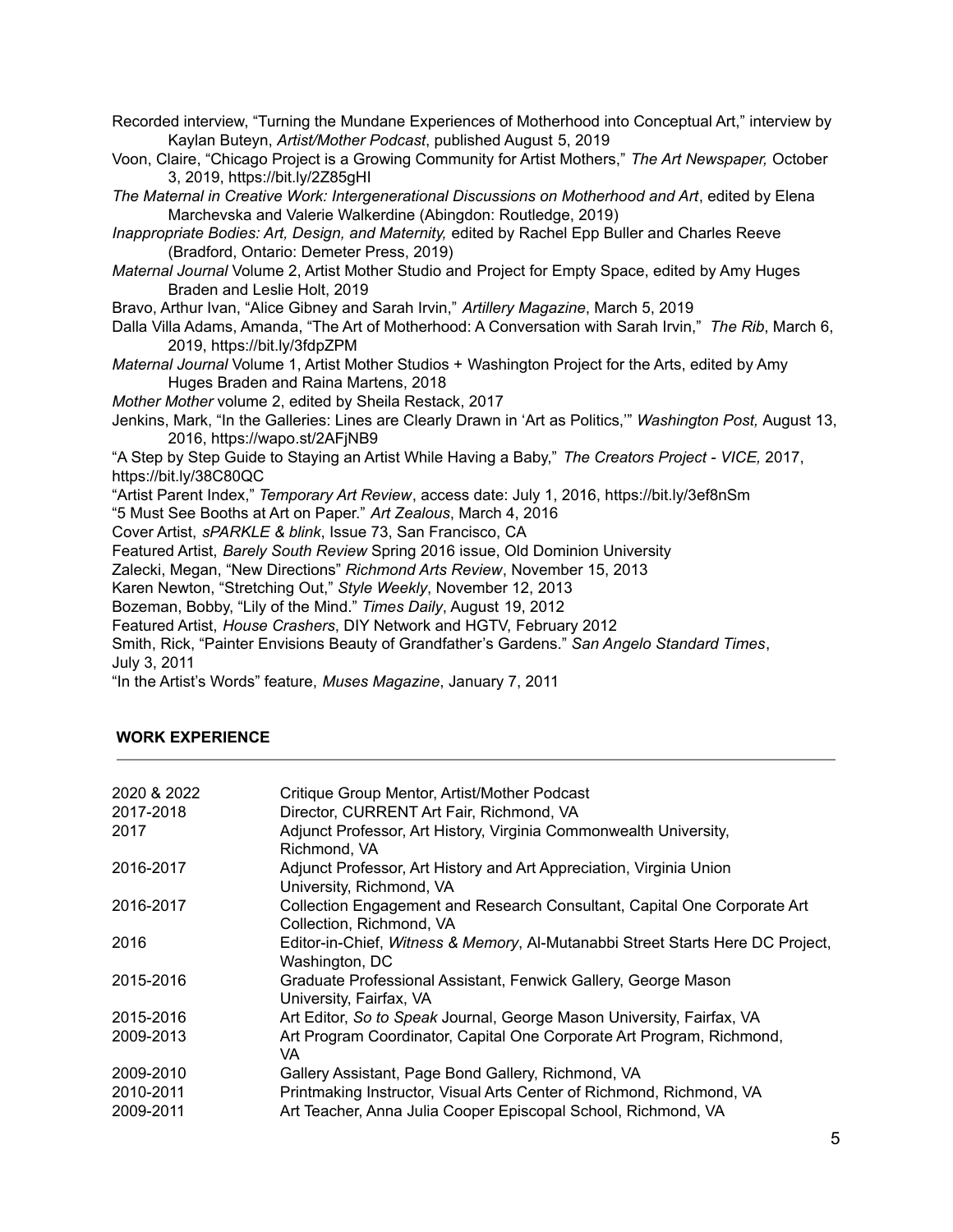Recorded interview, "Turning the Mundane Experiences of Motherhood into Conceptual Art," interview by Kaylan Buteyn, *Artist/Mother Podcast*, published August 5, 2019

Voon, Claire, "Chicago Project is a Growing Community for Artist Mothers," *The Art Newspaper,* October 3, 2019, https://bit.ly/2Z85gHI

*The Maternal in Creative Work: Intergenerational Discussions on Motherhood and Art*, edited by Elena Marchevska and Valerie Walkerdine (Abingdon: Routledge, 2019)

*Inappropriate Bodies: Art, Design, and Maternity,* edited by Rachel Epp Buller and Charles Reeve (Bradford, Ontario: Demeter Press, 2019)

*Maternal Journal* Volume 2, Artist Mother Studio and Project for Empty Space, edited by Amy Huges Braden and Leslie Holt, 2019

Bravo, Arthur Ivan, "Alice Gibney and Sarah Irvin," *Artillery Magazine*, March 5, 2019

Dalla Villa Adams, Amanda, "The Art of Motherhood: A Conversation with Sarah Irvin," *The Rib*, March 6, 2019, https://bit.ly/3fdpZPM

*Maternal Journal* Volume 1, Artist Mother Studios + Washington Project for the Arts, edited by Amy Huges Braden and Raina Martens, 2018

*Mother Mother* volume 2, edited by Sheila Restack, 2017

Jenkins, Mark, "In the Galleries: Lines are Clearly Drawn in 'Art as Politics,'" *Washington Post,* August 13, 2016, https://wapo.st/2AFjNB9

"A Step by Step Guide to Staying an Artist While Having a Baby," *The Creators Project - VICE,* 2017, https://bit.ly/38C80QC

"Artist Parent Index," *Temporary Art Review*, access date: July 1, 2016, https://bit.ly/3ef8nSm

"5 Must See Booths at Art on Paper." *Art Zealous*, March 4, 2016

Cover Artist, *sPARKLE & blink*, Issue 73, San Francisco, CA

Featured Artist, *Barely South Review* Spring 2016 issue, Old Dominion University

Zalecki, Megan, "New Directions" *Richmond Arts Review*, November 15, 2013

Karen Newton, "Stretching Out," *Style Weekly*, November 12, 2013

Bozeman, Bobby, "Lily of the Mind." *Times Daily*, August 19, 2012

Featured Artist, *House Crashers*, DIY Network and HGTV, February 2012

Smith, Rick, "Painter Envisions Beauty of Grandfather's Gardens." *San Angelo Standard Times*, July 3, 2011

"In the Artist's Words" feature, *Muses Magazine*, January 7, 2011

## WORK EXPERIENCE

| | |
|---|---|
| 2020 & 2022 | Critique Group Mentor, Artist/Mother Podcast |
| 2017-2018 | Director, CURRENT Art Fair, Richmond, VA |
| 2017 | Adjunct Professor, Art History, Virginia Commonwealth University, Richmond, VA |
| 2016-2017 | Adjunct Professor, Art History and Art Appreciation, Virginia Union University, Richmond, VA |
| 2016-2017 | Collection Engagement and Research Consultant, Capital One Corporate Art Collection, Richmond, VA |
| 2016 | Editor-in-Chief, *Witness & Memory*, Al-Mutanabbi Street Starts Here DC Project, Washington, DC |
| 2015-2016 | Graduate Professional Assistant, Fenwick Gallery, George Mason University, Fairfax, VA |
| 2015-2016 | Art Editor, *So to Speak* Journal, George Mason University, Fairfax, VA |
| 2009-2013 | Art Program Coordinator, Capital One Corporate Art Program, Richmond, VA |
| 2009-2010 | Gallery Assistant, Page Bond Gallery, Richmond, VA |
| 2010-2011 | Printmaking Instructor, Visual Arts Center of Richmond, Richmond, VA |
| 2009-2011 | Art Teacher, Anna Julia Cooper Episcopal School, Richmond, VA |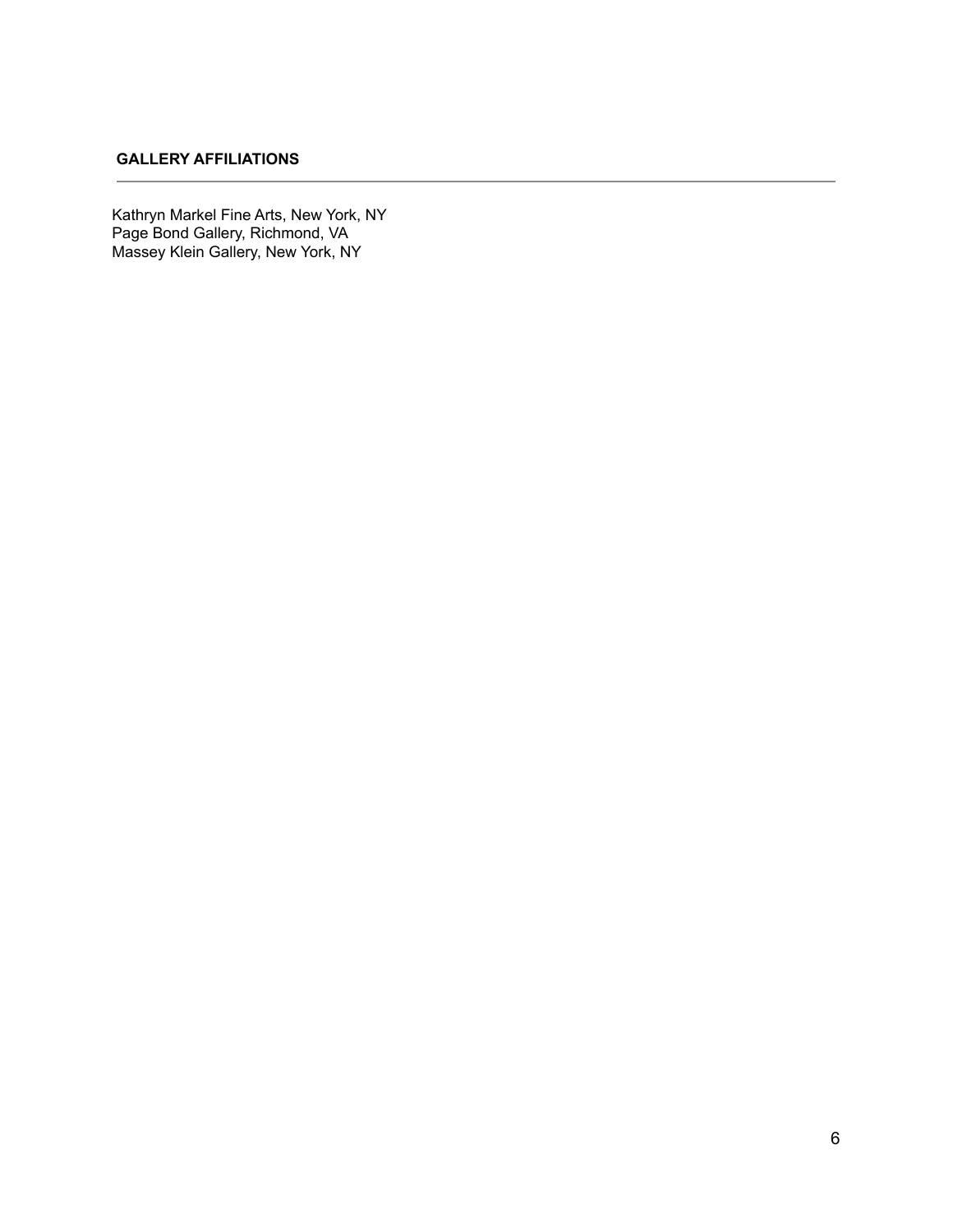## GALLERY AFFILIATIONS

Kathryn Markel Fine Arts, New York, NY
Page Bond Gallery, Richmond, VA
Massey Klein Gallery, New York, NY